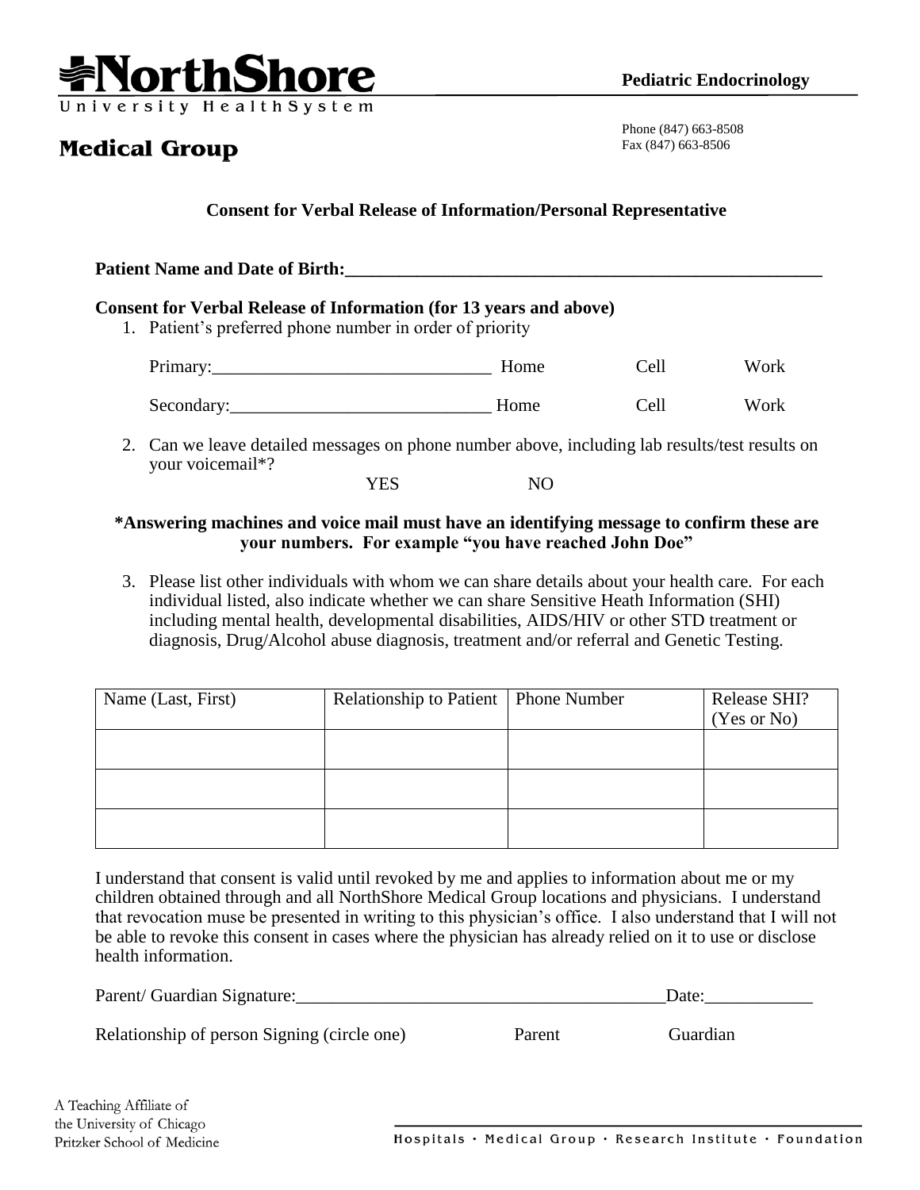**NorthShore**
University HealthSystem

**Medical Group**

**Pediatric Endocrinology**

Phone (847) 663-8508
Fax (847) 663-8506

## Consent for Verbal Release of Information/Personal Representative

**Patient Name and Date of Birth:**\_\_\_\_\_\_\_\_\_\_\_\_\_\_\_\_\_\_\_\_\_\_\_\_\_\_\_\_\_\_\_\_\_\_\_\_\_\_\_\_\_\_\_\_\_\_\_\_\_\_\_\_

**Consent for Verbal Release of Information (for 13 years and above)**

1. Patient's preferred phone number in order of priority

   Primary:\_\_\_\_\_\_\_\_\_\_\_\_\_\_\_\_\_\_\_\_\_\_\_\_\_\_\_\_\_\_ Home Cell Work

   Secondary:\_\_\_\_\_\_\_\_\_\_\_\_\_\_\_\_\_\_\_\_\_\_\_\_\_\_\_\_ Home Cell Work

2. Can we leave detailed messages on phone number above, including lab results/test results on your voicemail*?

   YES NO

**\*Answering machines and voice mail must have an identifying message to confirm these are your numbers. For example "you have reached John Doe"**

3. Please list other individuals with whom we can share details about your health care. For each individual listed, also indicate whether we can share Sensitive Heath Information (SHI) including mental health, developmental disabilities, AIDS/HIV or other STD treatment or diagnosis, Drug/Alcohol abuse diagnosis, treatment and/or referral and Genetic Testing.

| Name (Last, First) | Relationship to Patient | Phone Number | Release SHI? (Yes or No) |
|---|---|---|---|
| | | | |
| | | | |
| | | | |

I understand that consent is valid until revoked by me and applies to information about me or my children obtained through and all NorthShore Medical Group locations and physicians. I understand that revocation muse be presented in writing to this physician's office. I also understand that I will not be able to revoke this consent in cases where the physician has already relied on it to use or disclose health information.

Parent/ Guardian Signature:\_\_\_\_\_\_\_\_\_\_\_\_\_\_\_\_\_\_\_\_\_\_\_\_\_\_\_\_\_\_\_\_\_\_\_\_\_\_\_\_Date:\_\_\_\_\_\_\_\_\_\_\_\_

Relationship of person Signing (circle one) Parent Guardian

A Teaching Affiliate of
the University of Chicago
Pritzker School of Medicine

Hospitals · Medical Group · Research Institute · Foundation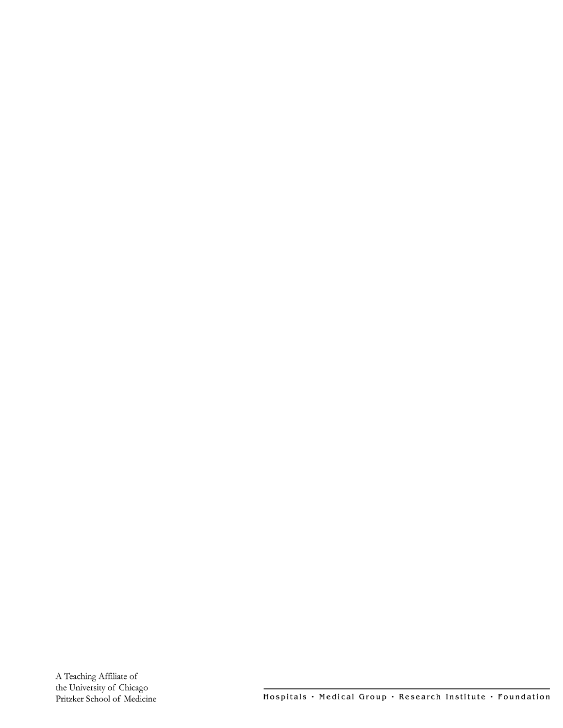A Teaching Affiliate of
the University of Chicago
Pritzker School of Medicine

Hospitals · Medical Group · Research Institute · Foundation